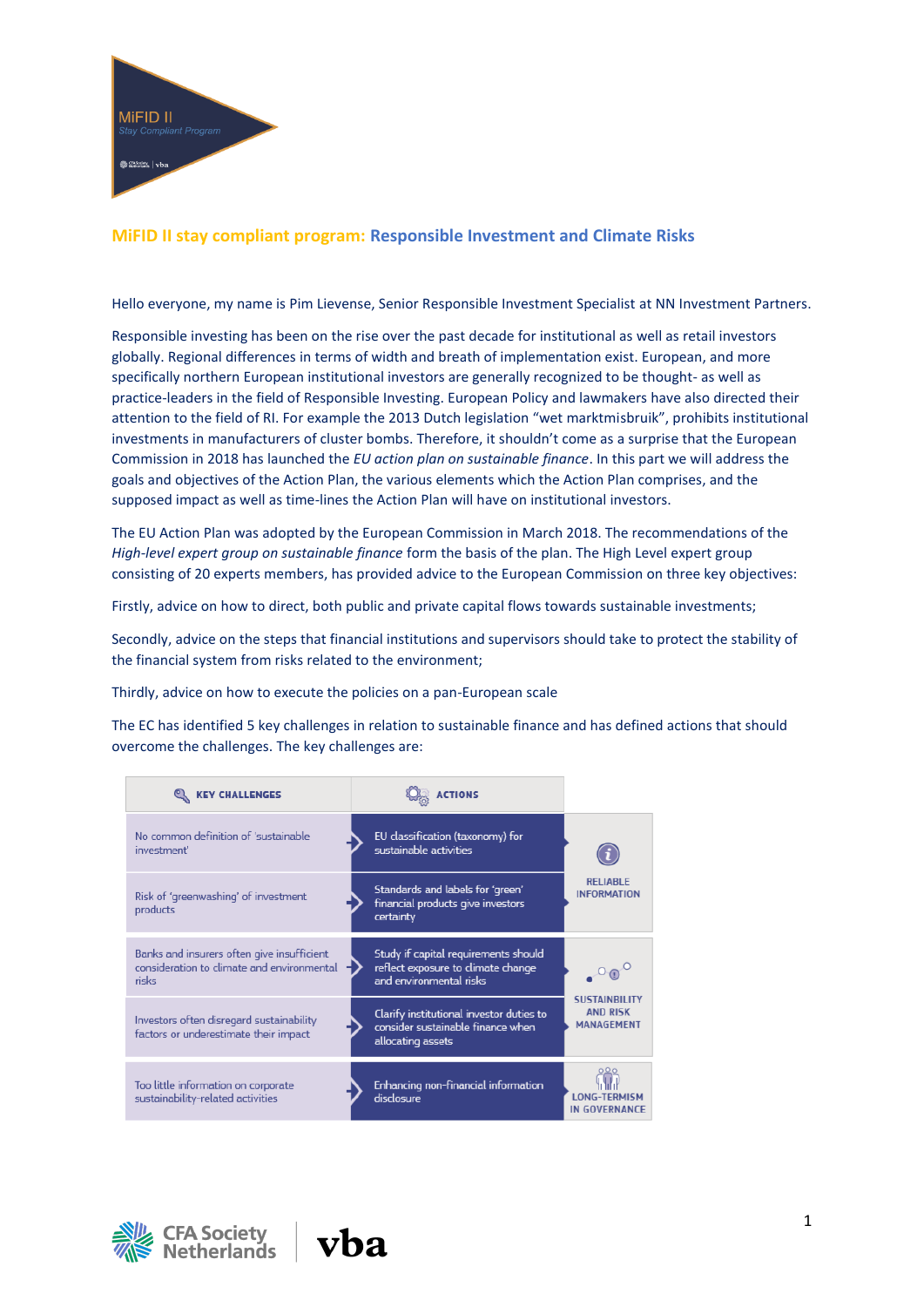## MiFID II stay compliant program: Responsible Investment and Climate Risks

Hello everyone, my name is Pim Lievense, Senior Responsible Investment Specialist at NN Investment Partners.

Responsible investing has been on the rise over the past decade for institutional as well as retail investors globally. Regional differences in terms of width and breath of implementation exist. European, and more specifically northern European institutional investors are generally recognized to be thought- as well as practice-leaders in the field of Responsible Investing. European Policy and lawmakers have also directed their attention to the field of RI. For example the 2013 Dutch legislation "wet marktmisbruik", prohibits institutional investments in manufacturers of cluster bombs. Therefore, it shouldn't come as a surprise that the European Commission in 2018 has launched the *EU action plan on sustainable finance*. In this part we will address the goals and objectives of the Action Plan, the various elements which the Action Plan comprises, and the supposed impact as well as time-lines the Action Plan will have on institutional investors.

The EU Action Plan was adopted by the European Commission in March 2018. The recommendations of the *High-level expert group on sustainable finance* form the basis of the plan. The High Level expert group consisting of 20 experts members, has provided advice to the European Commission on three key objectives:

Firstly, advice on how to direct, both public and private capital flows towards sustainable investments;

Secondly, advice on the steps that financial institutions and supervisors should take to protect the stability of the financial system from risks related to the environment;

Thirdly, advice on how to execute the policies on a pan-European scale

The EC has identified 5 key challenges in relation to sustainable finance and has defined actions that should overcome the challenges. The key challenges are:

| KEY CHALLENGES | ACTIONS | |
|---|---|---|
| No common definition of 'sustainable investment' | EU classification (taxonomy) for sustainable activities | RELIABLE INFORMATION |
| Risk of 'greenwashing' of investment products | Standards and labels for 'green' financial products give investors certainty | |
| Banks and insurers often give insufficient consideration to climate and environmental risks | Study if capital requirements should reflect exposure to climate change and environmental risks | SUSTAINBILITY AND RISK MANAGEMENT |
| Investors often disregard sustainability factors or underestimate their impact | Clarify institutional investor duties to consider sustainable finance when allocating assets | |
| Too little information on corporate sustainability-related activities | Enhancing non-financial information disclosure | LONG-TERMISM IN GOVERNANCE |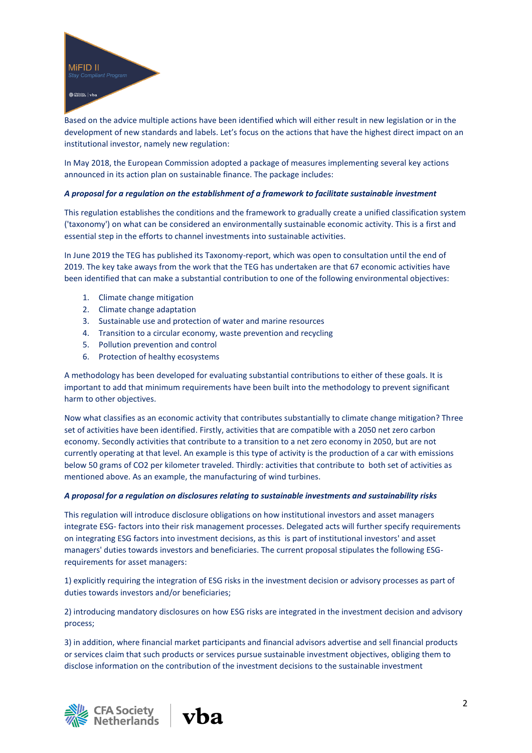Based on the advice multiple actions have been identified which will either result in new legislation or in the development of new standards and labels. Let's focus on the actions that have the highest direct impact on an institutional investor, namely new regulation:

In May 2018, the European Commission adopted a package of measures implementing several key actions announced in its action plan on sustainable finance. The package includes:

***A proposal for a regulation on the establishment of a framework to facilitate sustainable investment***

This regulation establishes the conditions and the framework to gradually create a unified classification system ('taxonomy') on what can be considered an environmentally sustainable economic activity. This is a first and essential step in the efforts to channel investments into sustainable activities.

In June 2019 the TEG has published its Taxonomy-report, which was open to consultation until the end of 2019. The key take aways from the work that the TEG has undertaken are that 67 economic activities have been identified that can make a substantial contribution to one of the following environmental objectives:

1. Climate change mitigation
2. Climate change adaptation
3. Sustainable use and protection of water and marine resources
4. Transition to a circular economy, waste prevention and recycling
5. Pollution prevention and control
6. Protection of healthy ecosystems

A methodology has been developed for evaluating substantial contributions to either of these goals. It is important to add that minimum requirements have been built into the methodology to prevent significant harm to other objectives.

Now what classifies as an economic activity that contributes substantially to climate change mitigation? Three set of activities have been identified. Firstly, activities that are compatible with a 2050 net zero carbon economy. Secondly activities that contribute to a transition to a net zero economy in 2050, but are not currently operating at that level. An example is this type of activity is the production of a car with emissions below 50 grams of $CO_2$ per kilometer traveled. Thirdly: activities that contribute to both set of activities as mentioned above. As an example, the manufacturing of wind turbines.

***A proposal for a regulation on disclosures relating to sustainable investments and sustainability risks***

This regulation will introduce disclosure obligations on how institutional investors and asset managers integrate ESG- factors into their risk management processes. Delegated acts will further specify requirements on integrating ESG factors into investment decisions, as this is part of institutional investors' and asset managers' duties towards investors and beneficiaries. The current proposal stipulates the following ESG-requirements for asset managers:

1) explicitly requiring the integration of ESG risks in the investment decision or advisory processes as part of duties towards investors and/or beneficiaries;

2) introducing mandatory disclosures on how ESG risks are integrated in the investment decision and advisory process;

3) in addition, where financial market participants and financial advisors advertise and sell financial products or services claim that such products or services pursue sustainable investment objectives, obliging them to disclose information on the contribution of the investment decisions to the sustainable investment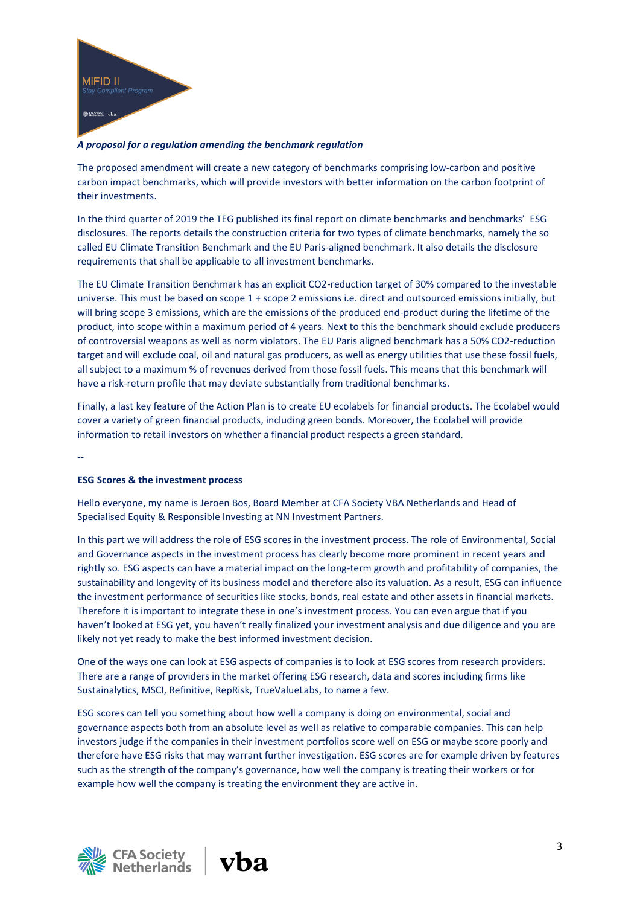*A proposal for a regulation amending the benchmark regulation*

The proposed amendment will create a new category of benchmarks comprising low-carbon and positive carbon impact benchmarks, which will provide investors with better information on the carbon footprint of their investments.

In the third quarter of 2019 the TEG published its final report on climate benchmarks and benchmarks' ESG disclosures. The reports details the construction criteria for two types of climate benchmarks, namely the so called EU Climate Transition Benchmark and the EU Paris-aligned benchmark. It also details the disclosure requirements that shall be applicable to all investment benchmarks.

The EU Climate Transition Benchmark has an explicit CO2-reduction target of 30% compared to the investable universe. This must be based on scope 1 + scope 2 emissions i.e. direct and outsourced emissions initially, but will bring scope 3 emissions, which are the emissions of the produced end-product during the lifetime of the product, into scope within a maximum period of 4 years. Next to this the benchmark should exclude producers of controversial weapons as well as norm violators. The EU Paris aligned benchmark has a 50% CO2-reduction target and will exclude coal, oil and natural gas producers, as well as energy utilities that use these fossil fuels, all subject to a maximum % of revenues derived from those fossil fuels. This means that this benchmark will have a risk-return profile that may deviate substantially from traditional benchmarks.

Finally, a last key feature of the Action Plan is to create EU ecolabels for financial products. The Ecolabel would cover a variety of green financial products, including green bonds. Moreover, the Ecolabel will provide information to retail investors on whether a financial product respects a green standard.

--

**ESG Scores & the investment process**

Hello everyone, my name is Jeroen Bos, Board Member at CFA Society VBA Netherlands and Head of Specialised Equity & Responsible Investing at NN Investment Partners.

In this part we will address the role of ESG scores in the investment process. The role of Environmental, Social and Governance aspects in the investment process has clearly become more prominent in recent years and rightly so. ESG aspects can have a material impact on the long-term growth and profitability of companies, the sustainability and longevity of its business model and therefore also its valuation. As a result, ESG can influence the investment performance of securities like stocks, bonds, real estate and other assets in financial markets. Therefore it is important to integrate these in one's investment process. You can even argue that if you haven't looked at ESG yet, you haven't really finalized your investment analysis and due diligence and you are likely not yet ready to make the best informed investment decision.

One of the ways one can look at ESG aspects of companies is to look at ESG scores from research providers. There are a range of providers in the market offering ESG research, data and scores including firms like Sustainalytics, MSCI, Refinitive, RepRisk, TrueValueLabs, to name a few.

ESG scores can tell you something about how well a company is doing on environmental, social and governance aspects both from an absolute level as well as relative to comparable companies. This can help investors judge if the companies in their investment portfolios score well on ESG or maybe score poorly and therefore have ESG risks that may warrant further investigation. ESG scores are for example driven by features such as the strength of the company's governance, how well the company is treating their workers or for example how well the company is treating the environment they are active in.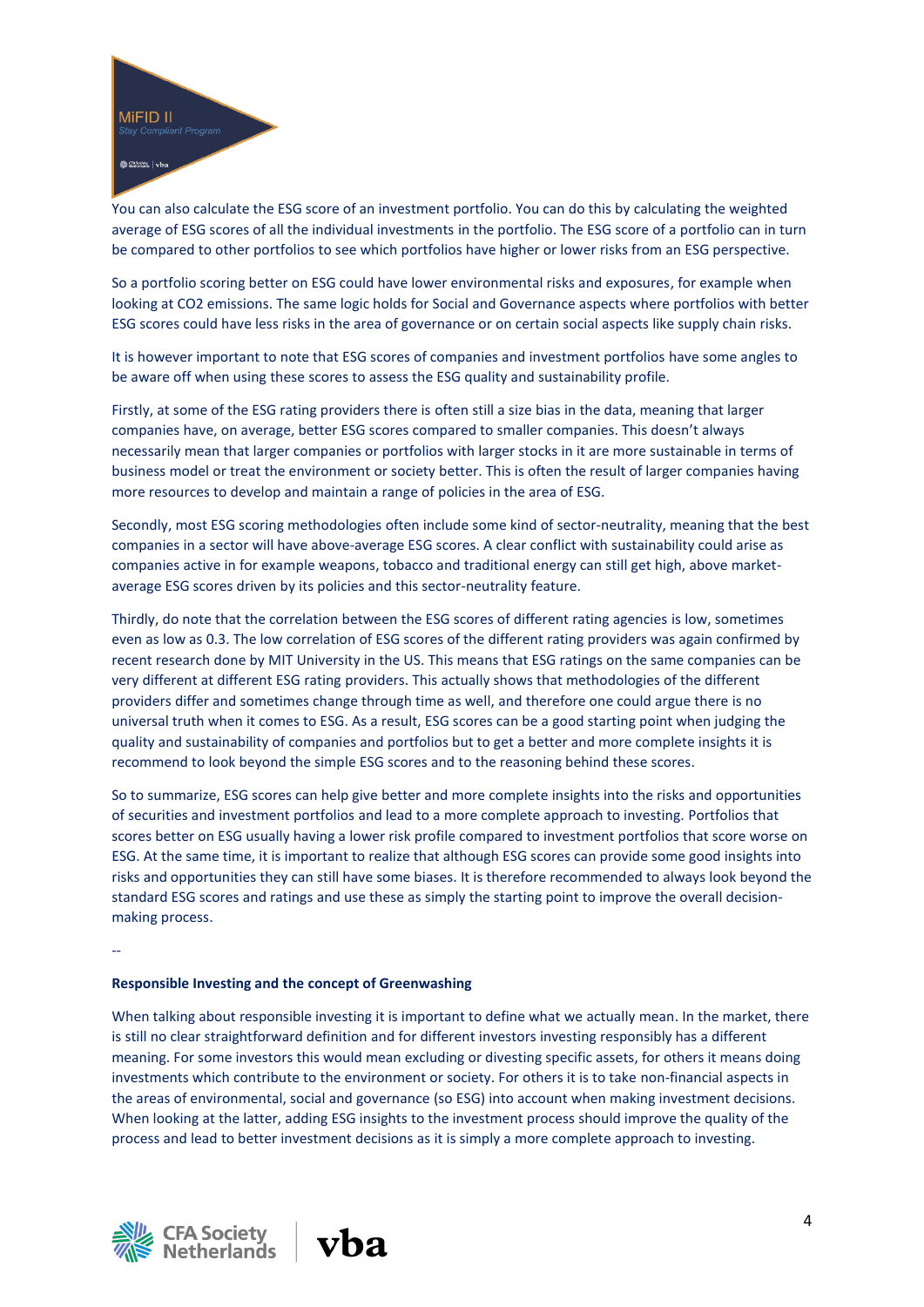You can also calculate the ESG score of an investment portfolio. You can do this by calculating the weighted average of ESG scores of all the individual investments in the portfolio. The ESG score of a portfolio can in turn be compared to other portfolios to see which portfolios have higher or lower risks from an ESG perspective.

So a portfolio scoring better on ESG could have lower environmental risks and exposures, for example when looking at CO2 emissions. The same logic holds for Social and Governance aspects where portfolios with better ESG scores could have less risks in the area of governance or on certain social aspects like supply chain risks.

It is however important to note that ESG scores of companies and investment portfolios have some angles to be aware off when using these scores to assess the ESG quality and sustainability profile.

Firstly, at some of the ESG rating providers there is often still a size bias in the data, meaning that larger companies have, on average, better ESG scores compared to smaller companies. This doesn't always necessarily mean that larger companies or portfolios with larger stocks in it are more sustainable in terms of business model or treat the environment or society better. This is often the result of larger companies having more resources to develop and maintain a range of policies in the area of ESG.

Secondly, most ESG scoring methodologies often include some kind of sector-neutrality, meaning that the best companies in a sector will have above-average ESG scores. A clear conflict with sustainability could arise as companies active in for example weapons, tobacco and traditional energy can still get high, above market-average ESG scores driven by its policies and this sector-neutrality feature.

Thirdly, do note that the correlation between the ESG scores of different rating agencies is low, sometimes even as low as 0.3. The low correlation of ESG scores of the different rating providers was again confirmed by recent research done by MIT University in the US. This means that ESG ratings on the same companies can be very different at different ESG rating providers. This actually shows that methodologies of the different providers differ and sometimes change through time as well, and therefore one could argue there is no universal truth when it comes to ESG. As a result, ESG scores can be a good starting point when judging the quality and sustainability of companies and portfolios but to get a better and more complete insights it is recommend to look beyond the simple ESG scores and to the reasoning behind these scores.

So to summarize, ESG scores can help give better and more complete insights into the risks and opportunities of securities and investment portfolios and lead to a more complete approach to investing. Portfolios that scores better on ESG usually having a lower risk profile compared to investment portfolios that score worse on ESG. At the same time, it is important to realize that although ESG scores can provide some good insights into risks and opportunities they can still have some biases. It is therefore recommended to always look beyond the standard ESG scores and ratings and use these as simply the starting point to improve the overall decision-making process.

--

**Responsible Investing and the concept of Greenwashing**

When talking about responsible investing it is important to define what we actually mean. In the market, there is still no clear straightforward definition and for different investors investing responsibly has a different meaning. For some investors this would mean excluding or divesting specific assets, for others it means doing investments which contribute to the environment or society. For others it is to take non-financial aspects in the areas of environmental, social and governance (so ESG) into account when making investment decisions. When looking at the latter, adding ESG insights to the investment process should improve the quality of the process and lead to better investment decisions as it is simply a more complete approach to investing.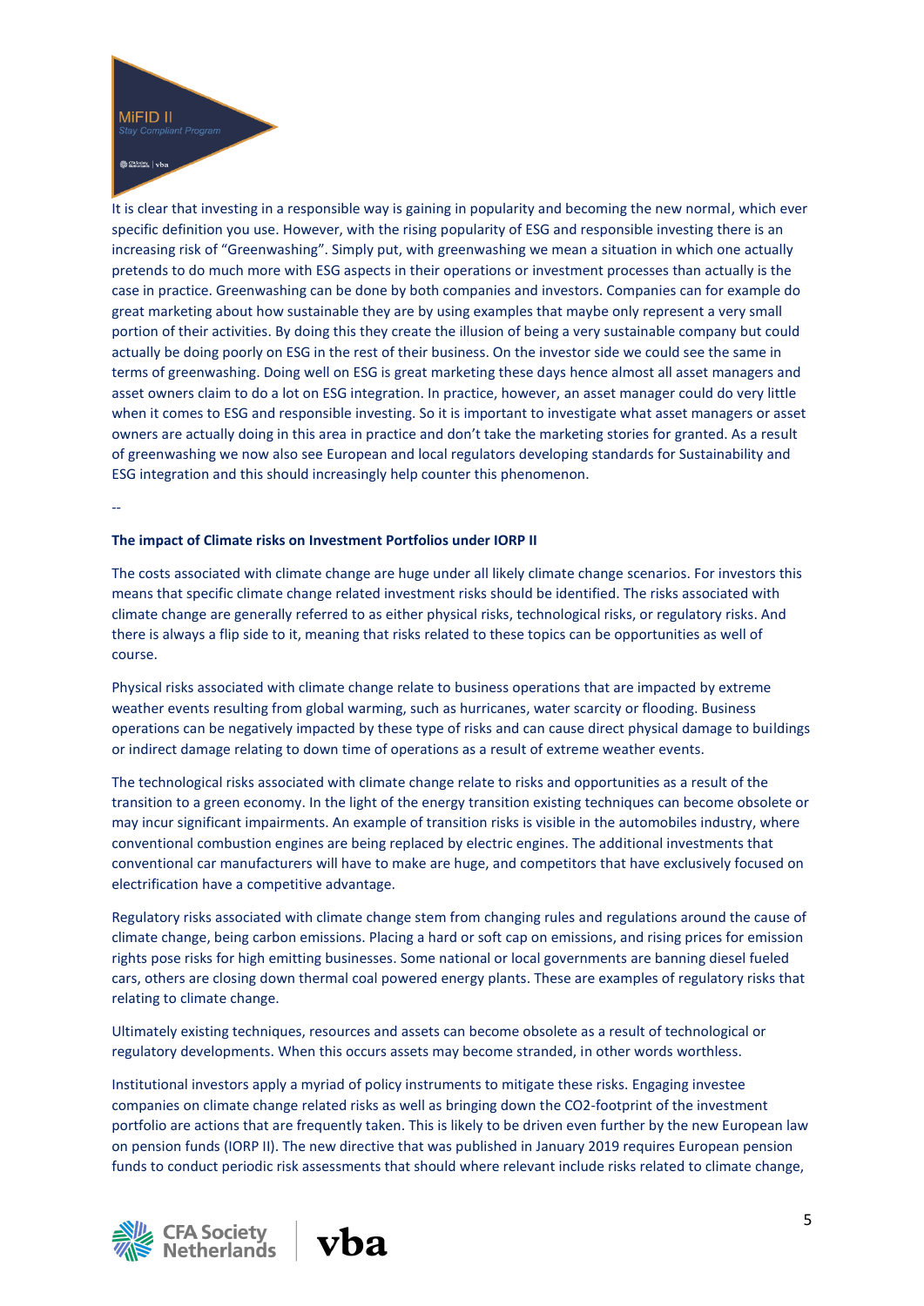It is clear that investing in a responsible way is gaining in popularity and becoming the new normal, which ever specific definition you use. However, with the rising popularity of ESG and responsible investing there is an increasing risk of "Greenwashing". Simply put, with greenwashing we mean a situation in which one actually pretends to do much more with ESG aspects in their operations or investment processes than actually is the case in practice. Greenwashing can be done by both companies and investors. Companies can for example do great marketing about how sustainable they are by using examples that maybe only represent a very small portion of their activities. By doing this they create the illusion of being a very sustainable company but could actually be doing poorly on ESG in the rest of their business. On the investor side we could see the same in terms of greenwashing. Doing well on ESG is great marketing these days hence almost all asset managers and asset owners claim to do a lot on ESG integration. In practice, however, an asset manager could do very little when it comes to ESG and responsible investing. So it is important to investigate what asset managers or asset owners are actually doing in this area in practice and don't take the marketing stories for granted. As a result of greenwashing we now also see European and local regulators developing standards for Sustainability and ESG integration and this should increasingly help counter this phenomenon.

--

**The impact of Climate risks on Investment Portfolios under IORP II**

The costs associated with climate change are huge under all likely climate change scenarios. For investors this means that specific climate change related investment risks should be identified. The risks associated with climate change are generally referred to as either physical risks, technological risks, or regulatory risks. And there is always a flip side to it, meaning that risks related to these topics can be opportunities as well of course.

Physical risks associated with climate change relate to business operations that are impacted by extreme weather events resulting from global warming, such as hurricanes, water scarcity or flooding. Business operations can be negatively impacted by these type of risks and can cause direct physical damage to buildings or indirect damage relating to down time of operations as a result of extreme weather events.

The technological risks associated with climate change relate to risks and opportunities as a result of the transition to a green economy. In the light of the energy transition existing techniques can become obsolete or may incur significant impairments. An example of transition risks is visible in the automobiles industry, where conventional combustion engines are being replaced by electric engines. The additional investments that conventional car manufacturers will have to make are huge, and competitors that have exclusively focused on electrification have a competitive advantage.

Regulatory risks associated with climate change stem from changing rules and regulations around the cause of climate change, being carbon emissions. Placing a hard or soft cap on emissions, and rising prices for emission rights pose risks for high emitting businesses. Some national or local governments are banning diesel fueled cars, others are closing down thermal coal powered energy plants. These are examples of regulatory risks that relating to climate change.

Ultimately existing techniques, resources and assets can become obsolete as a result of technological or regulatory developments. When this occurs assets may become stranded, in other words worthless.

Institutional investors apply a myriad of policy instruments to mitigate these risks. Engaging investee companies on climate change related risks as well as bringing down the CO2-footprint of the investment portfolio are actions that are frequently taken. This is likely to be driven even further by the new European law on pension funds (IORP II). The new directive that was published in January 2019 requires European pension funds to conduct periodic risk assessments that should where relevant include risks related to climate change,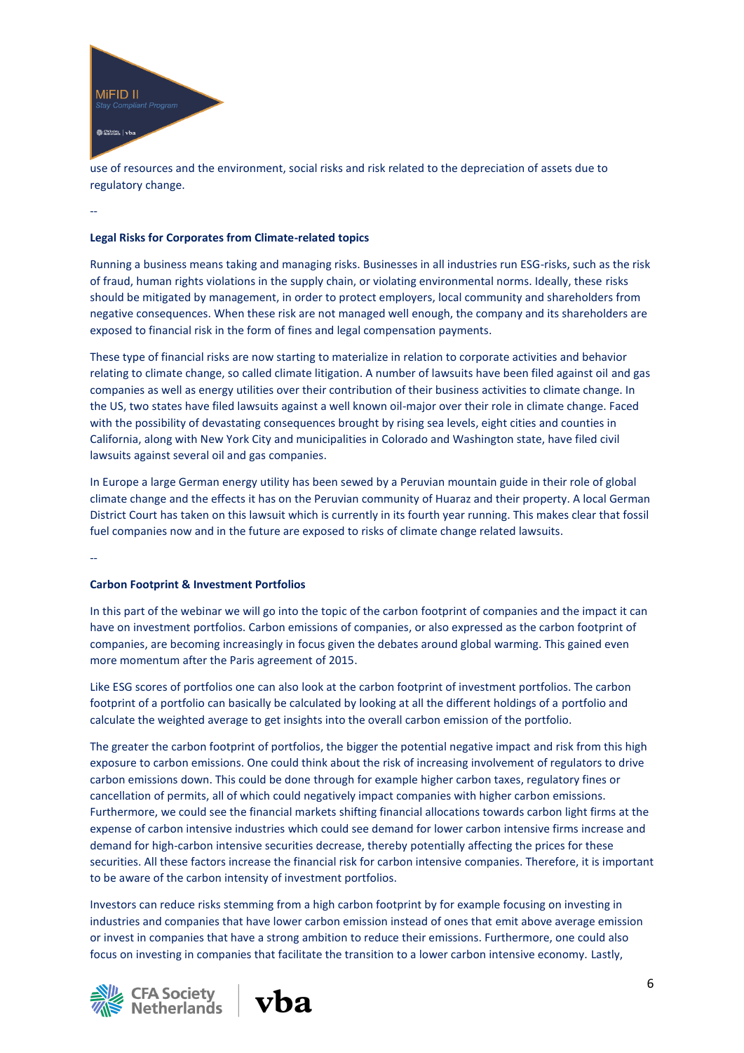use of resources and the environment, social risks and risk related to the depreciation of assets due to regulatory change.

--

**Legal Risks for Corporates from Climate-related topics**

Running a business means taking and managing risks. Businesses in all industries run ESG-risks, such as the risk of fraud, human rights violations in the supply chain, or violating environmental norms. Ideally, these risks should be mitigated by management, in order to protect employers, local community and shareholders from negative consequences. When these risk are not managed well enough, the company and its shareholders are exposed to financial risk in the form of fines and legal compensation payments.

These type of financial risks are now starting to materialize in relation to corporate activities and behavior relating to climate change, so called climate litigation. A number of lawsuits have been filed against oil and gas companies as well as energy utilities over their contribution of their business activities to climate change. In the US, two states have filed lawsuits against a well known oil-major over their role in climate change. Faced with the possibility of devastating consequences brought by rising sea levels, eight cities and counties in California, along with New York City and municipalities in Colorado and Washington state, have filed civil lawsuits against several oil and gas companies.

In Europe a large German energy utility has been sewed by a Peruvian mountain guide in their role of global climate change and the effects it has on the Peruvian community of Huaraz and their property. A local German District Court has taken on this lawsuit which is currently in its fourth year running. This makes clear that fossil fuel companies now and in the future are exposed to risks of climate change related lawsuits.

--

**Carbon Footprint & Investment Portfolios**

In this part of the webinar we will go into the topic of the carbon footprint of companies and the impact it can have on investment portfolios. Carbon emissions of companies, or also expressed as the carbon footprint of companies, are becoming increasingly in focus given the debates around global warming. This gained even more momentum after the Paris agreement of 2015.

Like ESG scores of portfolios one can also look at the carbon footprint of investment portfolios. The carbon footprint of a portfolio can basically be calculated by looking at all the different holdings of a portfolio and calculate the weighted average to get insights into the overall carbon emission of the portfolio.

The greater the carbon footprint of portfolios, the bigger the potential negative impact and risk from this high exposure to carbon emissions. One could think about the risk of increasing involvement of regulators to drive carbon emissions down. This could be done through for example higher carbon taxes, regulatory fines or cancellation of permits, all of which could negatively impact companies with higher carbon emissions. Furthermore, we could see the financial markets shifting financial allocations towards carbon light firms at the expense of carbon intensive industries which could see demand for lower carbon intensive firms increase and demand for high-carbon intensive securities decrease, thereby potentially affecting the prices for these securities. All these factors increase the financial risk for carbon intensive companies. Therefore, it is important to be aware of the carbon intensity of investment portfolios.

Investors can reduce risks stemming from a high carbon footprint by for example focusing on investing in industries and companies that have lower carbon emission instead of ones that emit above average emission or invest in companies that have a strong ambition to reduce their emissions. Furthermore, one could also focus on investing in companies that facilitate the transition to a lower carbon intensive economy. Lastly,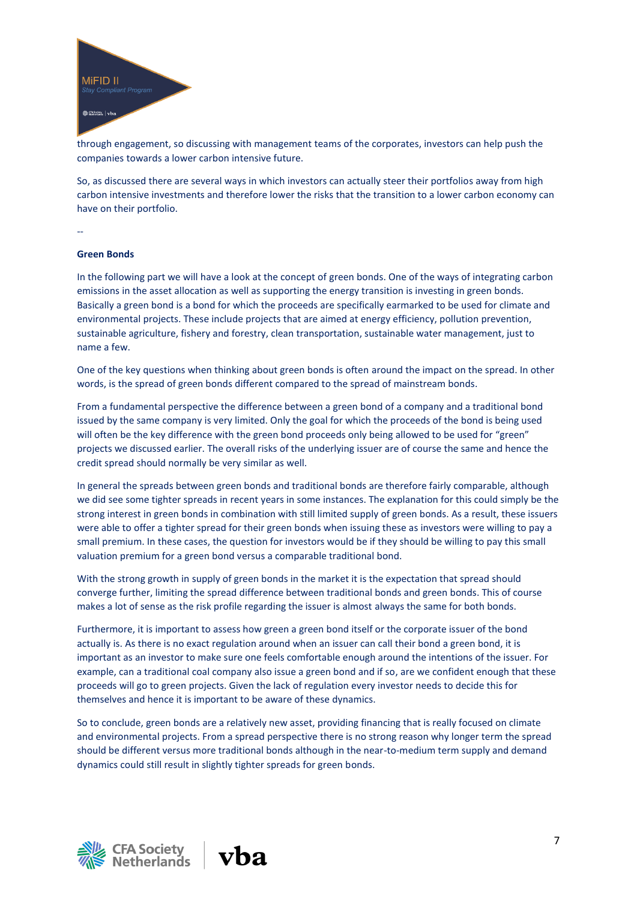through engagement, so discussing with management teams of the corporates, investors can help push the companies towards a lower carbon intensive future.

So, as discussed there are several ways in which investors can actually steer their portfolios away from high carbon intensive investments and therefore lower the risks that the transition to a lower carbon economy can have on their portfolio.

--

**Green Bonds**

In the following part we will have a look at the concept of green bonds. One of the ways of integrating carbon emissions in the asset allocation as well as supporting the energy transition is investing in green bonds. Basically a green bond is a bond for which the proceeds are specifically earmarked to be used for climate and environmental projects. These include projects that are aimed at energy efficiency, pollution prevention, sustainable agriculture, fishery and forestry, clean transportation, sustainable water management, just to name a few.

One of the key questions when thinking about green bonds is often around the impact on the spread. In other words, is the spread of green bonds different compared to the spread of mainstream bonds.

From a fundamental perspective the difference between a green bond of a company and a traditional bond issued by the same company is very limited. Only the goal for which the proceeds of the bond is being used will often be the key difference with the green bond proceeds only being allowed to be used for "green" projects we discussed earlier. The overall risks of the underlying issuer are of course the same and hence the credit spread should normally be very similar as well.

In general the spreads between green bonds and traditional bonds are therefore fairly comparable, although we did see some tighter spreads in recent years in some instances. The explanation for this could simply be the strong interest in green bonds in combination with still limited supply of green bonds. As a result, these issuers were able to offer a tighter spread for their green bonds when issuing these as investors were willing to pay a small premium. In these cases, the question for investors would be if they should be willing to pay this small valuation premium for a green bond versus a comparable traditional bond.

With the strong growth in supply of green bonds in the market it is the expectation that spread should converge further, limiting the spread difference between traditional bonds and green bonds. This of course makes a lot of sense as the risk profile regarding the issuer is almost always the same for both bonds.

Furthermore, it is important to assess how green a green bond itself or the corporate issuer of the bond actually is. As there is no exact regulation around when an issuer can call their bond a green bond, it is important as an investor to make sure one feels comfortable enough around the intentions of the issuer. For example, can a traditional coal company also issue a green bond and if so, are we confident enough that these proceeds will go to green projects. Given the lack of regulation every investor needs to decide this for themselves and hence it is important to be aware of these dynamics.

So to conclude, green bonds are a relatively new asset, providing financing that is really focused on climate and environmental projects. From a spread perspective there is no strong reason why longer term the spread should be different versus more traditional bonds although in the near-to-medium term supply and demand dynamics could still result in slightly tighter spreads for green bonds.